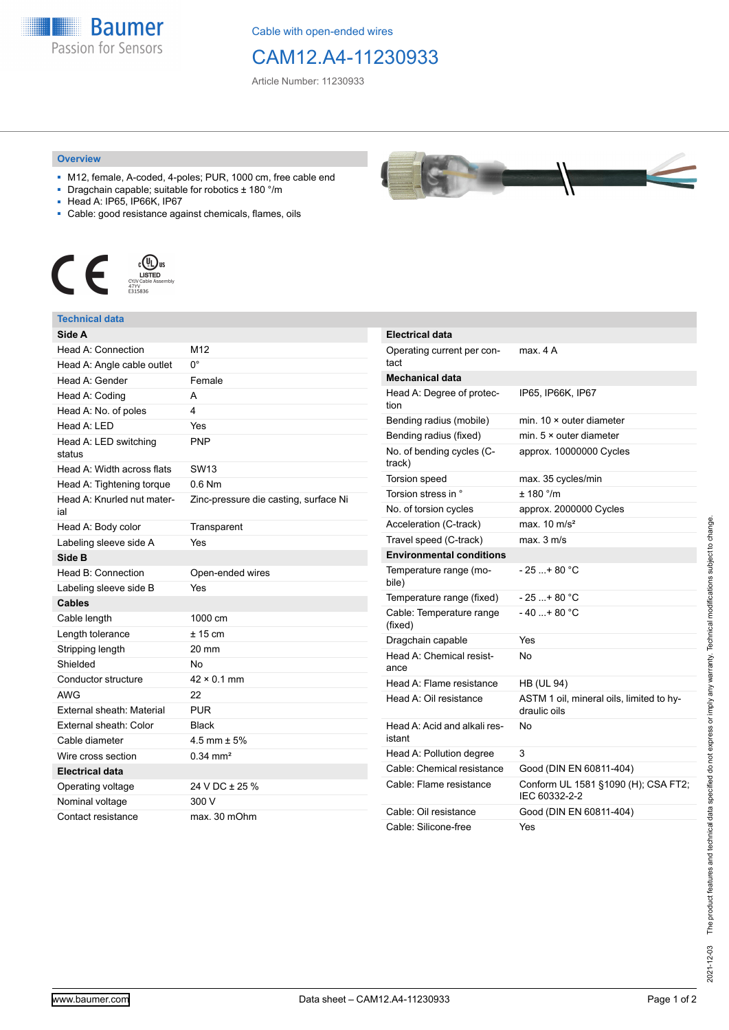Cable with open-ended wires

# CAM12.A4-11230933

Article Number: 11230933

## Overview

- M12, female, A-coded, 4-poles; PUR, 1000 cm, free cable end
- Dragchain capable; suitable for robotics ± 180 °/m
- Head A: IP65, IP66K, IP67
- Cable: good resistance against chemicals, flames, oils

## Technical data

| **Side A** | |
|---|---|
| Head A: Connection | M12 |
| Head A: Angle cable outlet | 0° |
| Head A: Gender | Female |
| Head A: Coding | A |
| Head A: No. of poles | 4 |
| Head A: LED | Yes |
| Head A: LED switching status | PNP |
| Head A: Width across flats | SW13 |
| Head A: Tightening torque | 0.6 Nm |
| Head A: Knurled nut material | Zinc-pressure die casting, surface Ni |
| Head A: Body color | Transparent |
| Labeling sleeve side A | Yes |
| **Side B** | |
| Head B: Connection | Open-ended wires |
| Labeling sleeve side B | Yes |
| **Cables** | |
| Cable length | 1000 cm |
| Length tolerance | ± 15 cm |
| Stripping length | 20 mm |
| Shielded | No |
| Conductor structure | 42 × 0.1 mm |
| AWG | 22 |
| External sheath: Material | PUR |
| External sheath: Color | Black |
| Cable diameter | 4.5 mm ± 5% |
| Wire cross section | 0.34 mm² |
| **Electrical data** | |
| Operating voltage | 24 V DC ± 25 % |
| Nominal voltage | 300 V |
| Contact resistance | max. 30 mOhm |

| **Electrical data** | |
|---|---|
| Operating current per contact | max. 4 A |
| **Mechanical data** | |
| Head A: Degree of protection | IP65, IP66K, IP67 |
| Bending radius (mobile) | min. 10 × outer diameter |
| Bending radius (fixed) | min. 5 × outer diameter |
| No. of bending cycles (C-track) | approx. 10000000 Cycles |
| Torsion speed | max. 35 cycles/min |
| Torsion stress in ° | ± 180 °/m |
| No. of torsion cycles | approx. 2000000 Cycles |
| Acceleration (C-track) | max. 10 m/s² |
| Travel speed (C-track) | max. 3 m/s |
| **Environmental conditions** | |
| Temperature range (mobile) | - 25 ...+ 80 °C |
| Temperature range (fixed) | - 25 ...+ 80 °C |
| Cable: Temperature range (fixed) | - 40 ...+ 80 °C |
| Dragchain capable | Yes |
| Head A: Chemical resistance | No |
| Head A: Flame resistance | HB (UL 94) |
| Head A: Oil resistance | ASTM 1 oil, mineral oils, limited to hydraulic oils |
| Head A: Acid and alkali resistant | No |
| Head A: Pollution degree | 3 |
| Cable: Chemical resistance | Good (DIN EN 60811-404) |
| Cable: Flame resistance | Conform UL 1581 §1090 (H); CSA FT2; IEC 60332-2-2 |
| Cable: Oil resistance | Good (DIN EN 60811-404) |
| Cable: Silicone-free | Yes |

2021-12-03 The product features and technical data specified do not express or imply any warranty. Technical modifications subject to change.

www.baumer.com — Data sheet – CAM12.A4-11230933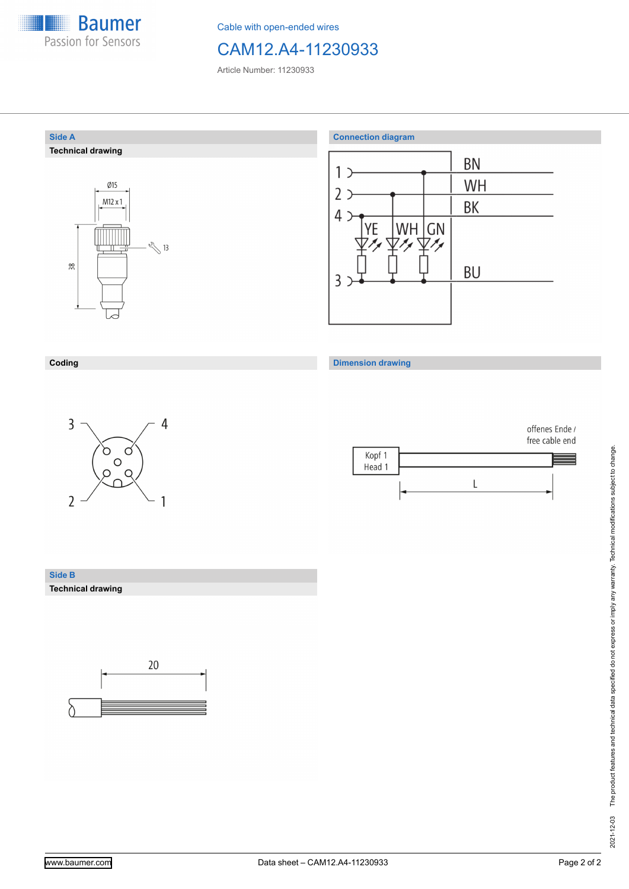Cable with open-ended wires

# CAM12.A4-11230933

Article Number: 11230933

## Side A

### Technical drawing

Ø15

M12 x 1

13

38

## Connection diagram

1
2
4
3

BN
WH
BK
YE
WH
GN
BU

### Coding

3
4
2
1

## Dimension drawing

offenes Ende / free cable end

Kopf 1
Head 1

L

## Side B

### Technical drawing

20

The product features and technical data specified do not express or imply any warranty. Technical modifications subject to change.

2021-12-03

www.baumer.com

Data sheet – CAM12.A4-11230933